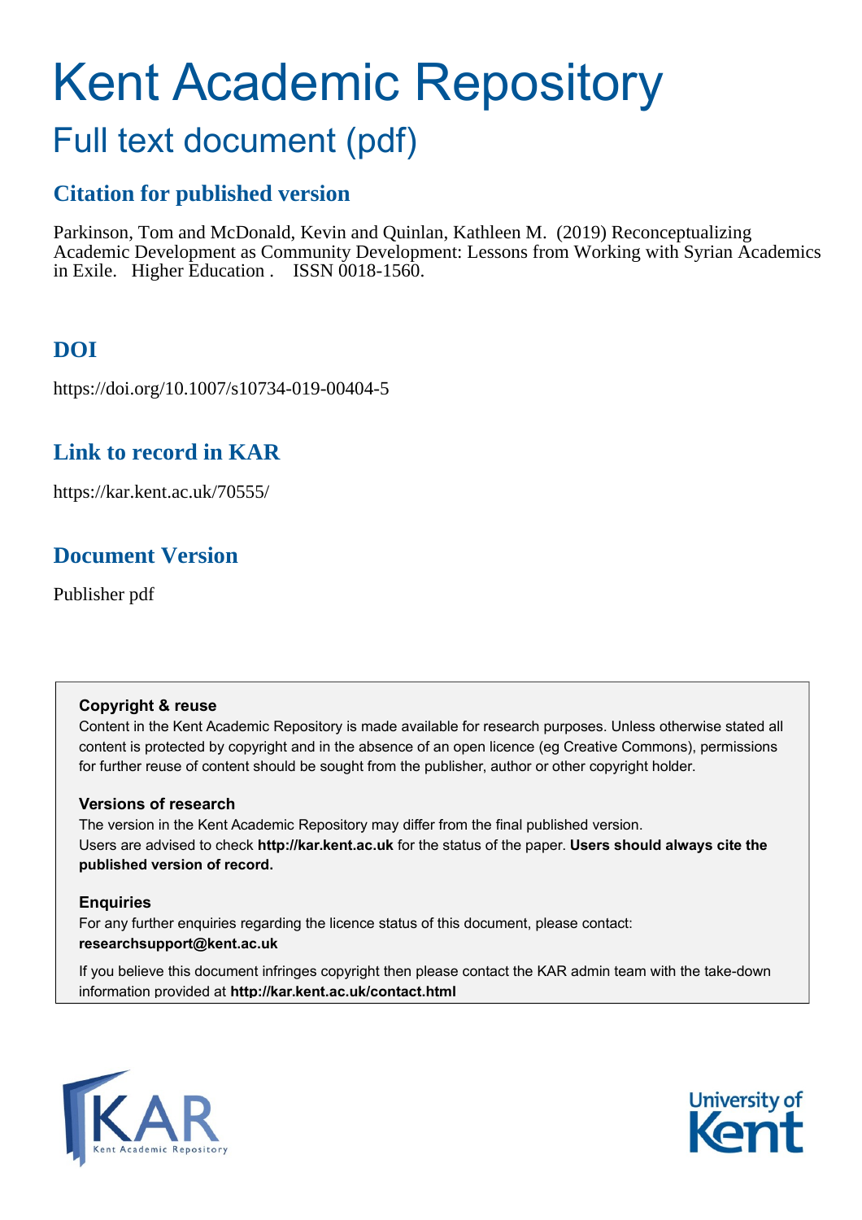# Kent Academic Repository

## Full text document (pdf)

### Citation for published version

Parkinson, Tom and McDonald, Kevin and Quinlan, Kathleen M. (2019) Reconceptualizing Academic Development as Community Development: Lessons from Working with Syrian Academics in Exile. Higher Education . ISSN 0018-1560.

### DOI

https://doi.org/10.1007/s10734-019-00404-5

### Link to record in KAR

https://kar.kent.ac.uk/70555/

### Document Version

Publisher pdf

**Copyright & reuse**

Content in the Kent Academic Repository is made available for research purposes. Unless otherwise stated all content is protected by copyright and in the absence of an open licence (eg Creative Commons), permissions for further reuse of content should be sought from the publisher, author or other copyright holder.

**Versions of research**

The version in the Kent Academic Repository may differ from the final published version. Users are advised to check **http://kar.kent.ac.uk** for the status of the paper. **Users should always cite the published version of record.**

**Enquiries**

For any further enquiries regarding the licence status of this document, please contact: **researchsupport@kent.ac.uk**

If you believe this document infringes copyright then please contact the KAR admin team with the take-down information provided at **http://kar.kent.ac.uk/contact.html**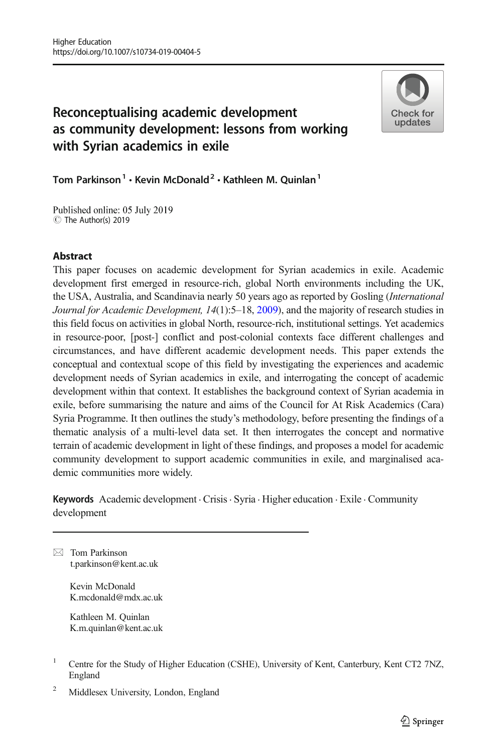# Reconceptualising academic development as community development: lessons from working with Syrian academics in exile

Tom Parkinson[1] · Kevin McDonald[2] · Kathleen M. Quinlan[1]

Published online: 05 July 2019
© The Author(s) 2019

## Abstract

This paper focuses on academic development for Syrian academics in exile. Academic development first emerged in resource-rich, global North environments including the UK, the USA, Australia, and Scandinavia nearly 50 years ago as reported by Gosling (*International Journal for Academic Development, 14*(1):5–18, 2009), and the majority of research studies in this field focus on activities in global North, resource-rich, institutional settings. Yet academics in resource-poor, [post-] conflict and post-colonial contexts face different challenges and circumstances, and have different academic development needs. This paper extends the conceptual and contextual scope of this field by investigating the experiences and academic development needs of Syrian academics in exile, and interrogating the concept of academic development within that context. It establishes the background context of Syrian academia in exile, before summarising the nature and aims of the Council for At Risk Academics (Cara) Syria Programme. It then outlines the study's methodology, before presenting the findings of a thematic analysis of a multi-level data set. It then interrogates the concept and normative terrain of academic development in light of these findings, and proposes a model for academic community development to support academic communities in exile, and marginalised academic communities more widely.

**Keywords** Academic development · Crisis · Syria · Higher education · Exile · Community development

---

✉ Tom Parkinson
t.parkinson@kent.ac.uk

Kevin McDonald
K.mcdonald@mdx.ac.uk

Kathleen M. Quinlan
K.m.quinlan@kent.ac.uk

[1] Centre for the Study of Higher Education (CSHE), University of Kent, Canterbury, Kent CT2 7NZ, England

[2] Middlesex University, London, England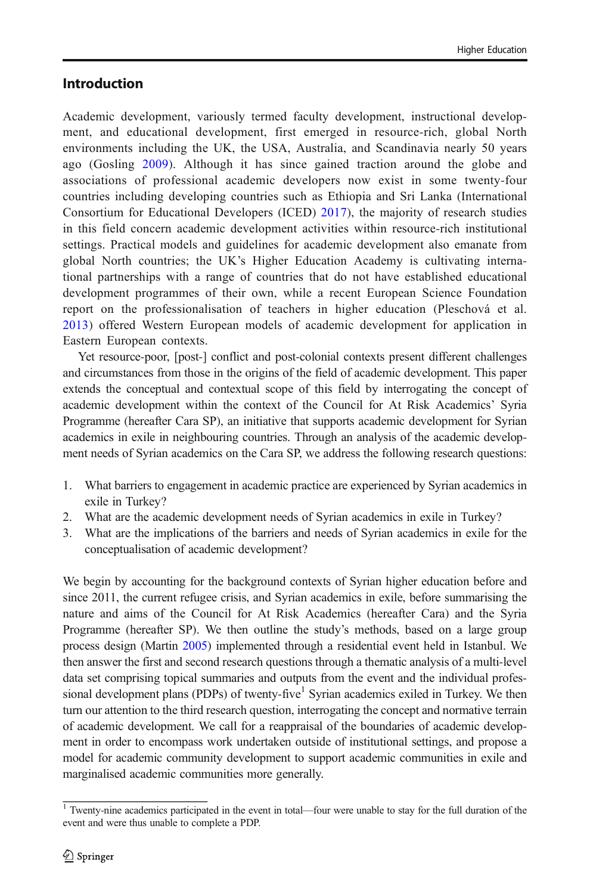## Introduction

Academic development, variously termed faculty development, instructional development, and educational development, first emerged in resource-rich, global North environments including the UK, the USA, Australia, and Scandinavia nearly 50 years ago (Gosling 2009). Although it has since gained traction around the globe and associations of professional academic developers now exist in some twenty-four countries including developing countries such as Ethiopia and Sri Lanka (International Consortium for Educational Developers (ICED) 2017), the majority of research studies in this field concern academic development activities within resource-rich institutional settings. Practical models and guidelines for academic development also emanate from global North countries; the UK's Higher Education Academy is cultivating international partnerships with a range of countries that do not have established educational development programmes of their own, while a recent European Science Foundation report on the professionalisation of teachers in higher education (Pleschová et al. 2013) offered Western European models of academic development for application in Eastern European contexts.

Yet resource-poor, [post-] conflict and post-colonial contexts present different challenges and circumstances from those in the origins of the field of academic development. This paper extends the conceptual and contextual scope of this field by interrogating the concept of academic development within the context of the Council for At Risk Academics' Syria Programme (hereafter Cara SP), an initiative that supports academic development for Syrian academics in exile in neighbouring countries. Through an analysis of the academic development needs of Syrian academics on the Cara SP, we address the following research questions:

1. What barriers to engagement in academic practice are experienced by Syrian academics in exile in Turkey?
2. What are the academic development needs of Syrian academics in exile in Turkey?
3. What are the implications of the barriers and needs of Syrian academics in exile for the conceptualisation of academic development?

We begin by accounting for the background contexts of Syrian higher education before and since 2011, the current refugee crisis, and Syrian academics in exile, before summarising the nature and aims of the Council for At Risk Academics (hereafter Cara) and the Syria Programme (hereafter SP). We then outline the study's methods, based on a large group process design (Martin 2005) implemented through a residential event held in Istanbul. We then answer the first and second research questions through a thematic analysis of a multi-level data set comprising topical summaries and outputs from the event and the individual professional development plans (PDPs) of twenty-five[1] Syrian academics exiled in Turkey. We then turn our attention to the third research question, interrogating the concept and normative terrain of academic development. We call for a reappraisal of the boundaries of academic development in order to encompass work undertaken outside of institutional settings, and propose a model for academic community development to support academic communities in exile and marginalised academic communities more generally.

[1] Twenty-nine academics participated in the event in total—four were unable to stay for the full duration of the event and were thus unable to complete a PDP.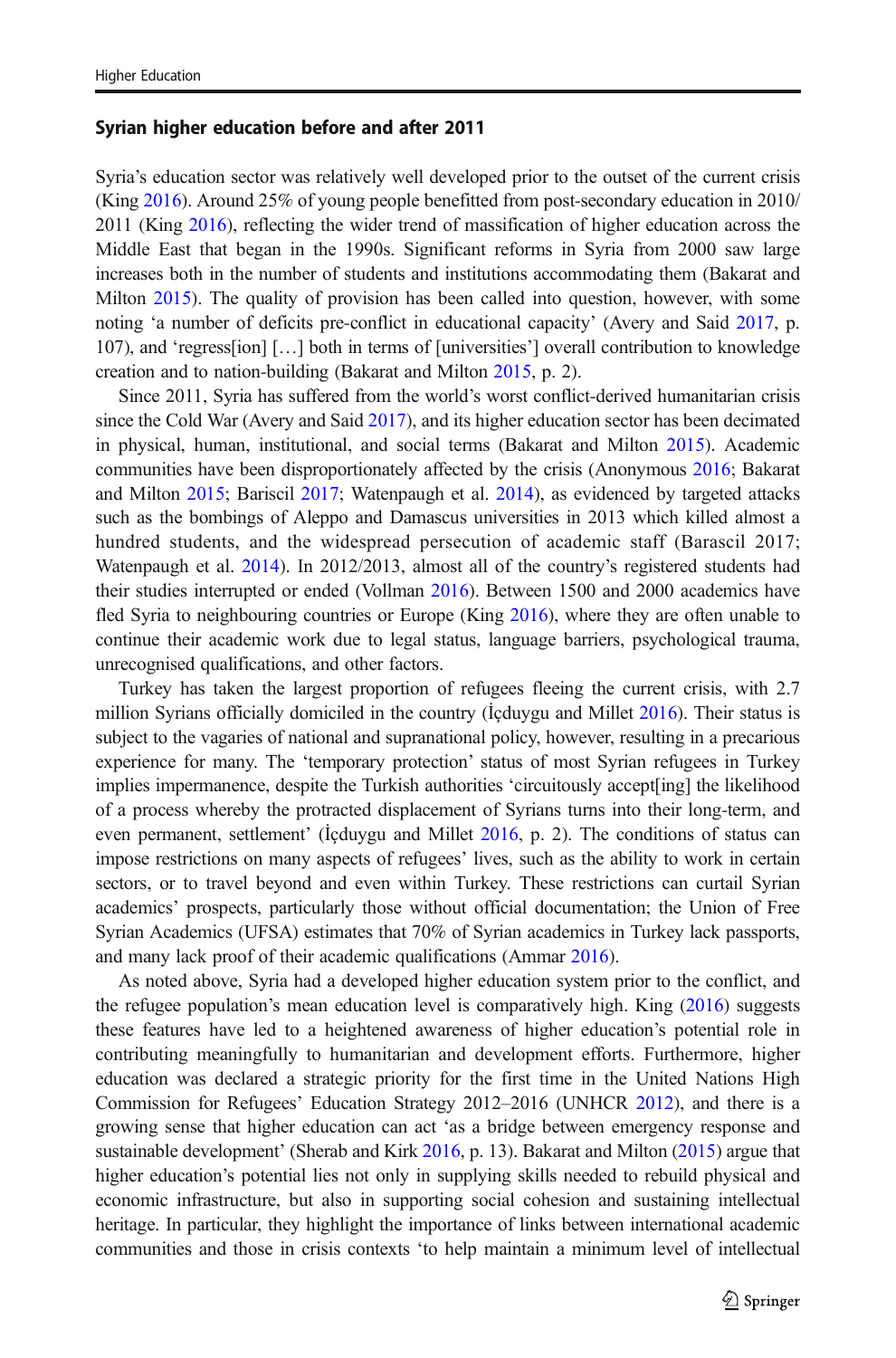### Syrian higher education before and after 2011

Syria's education sector was relatively well developed prior to the outset of the current crisis (King 2016). Around 25% of young people benefitted from post-secondary education in 2010/2011 (King 2016), reflecting the wider trend of massification of higher education across the Middle East that began in the 1990s. Significant reforms in Syria from 2000 saw large increases both in the number of students and institutions accommodating them (Bakarat and Milton 2015). The quality of provision has been called into question, however, with some noting 'a number of deficits pre-conflict in educational capacity' (Avery and Said 2017, p. 107), and 'regress[ion] […] both in terms of [universities'] overall contribution to knowledge creation and to nation-building (Bakarat and Milton 2015, p. 2).

Since 2011, Syria has suffered from the world's worst conflict-derived humanitarian crisis since the Cold War (Avery and Said 2017), and its higher education sector has been decimated in physical, human, institutional, and social terms (Bakarat and Milton 2015). Academic communities have been disproportionately affected by the crisis (Anonymous 2016; Bakarat and Milton 2015; Bariscil 2017; Watenpaugh et al. 2014), as evidenced by targeted attacks such as the bombings of Aleppo and Damascus universities in 2013 which killed almost a hundred students, and the widespread persecution of academic staff (Barascil 2017; Watenpaugh et al. 2014). In 2012/2013, almost all of the country's registered students had their studies interrupted or ended (Vollman 2016). Between 1500 and 2000 academics have fled Syria to neighbouring countries or Europe (King 2016), where they are often unable to continue their academic work due to legal status, language barriers, psychological trauma, unrecognised qualifications, and other factors.

Turkey has taken the largest proportion of refugees fleeing the current crisis, with 2.7 million Syrians officially domiciled in the country (İçduygu and Millet 2016). Their status is subject to the vagaries of national and supranational policy, however, resulting in a precarious experience for many. The 'temporary protection' status of most Syrian refugees in Turkey implies impermanence, despite the Turkish authorities 'circuitously accept[ing] the likelihood of a process whereby the protracted displacement of Syrians turns into their long-term, and even permanent, settlement' (İçduygu and Millet 2016, p. 2). The conditions of status can impose restrictions on many aspects of refugees' lives, such as the ability to work in certain sectors, or to travel beyond and even within Turkey. These restrictions can curtail Syrian academics' prospects, particularly those without official documentation; the Union of Free Syrian Academics (UFSA) estimates that 70% of Syrian academics in Turkey lack passports, and many lack proof of their academic qualifications (Ammar 2016).

As noted above, Syria had a developed higher education system prior to the conflict, and the refugee population's mean education level is comparatively high. King (2016) suggests these features have led to a heightened awareness of higher education's potential role in contributing meaningfully to humanitarian and development efforts. Furthermore, higher education was declared a strategic priority for the first time in the United Nations High Commission for Refugees' Education Strategy 2012–2016 (UNHCR 2012), and there is a growing sense that higher education can act 'as a bridge between emergency response and sustainable development' (Sherab and Kirk 2016, p. 13). Bakarat and Milton (2015) argue that higher education's potential lies not only in supplying skills needed to rebuild physical and economic infrastructure, but also in supporting social cohesion and sustaining intellectual heritage. In particular, they highlight the importance of links between international academic communities and those in crisis contexts 'to help maintain a minimum level of intellectual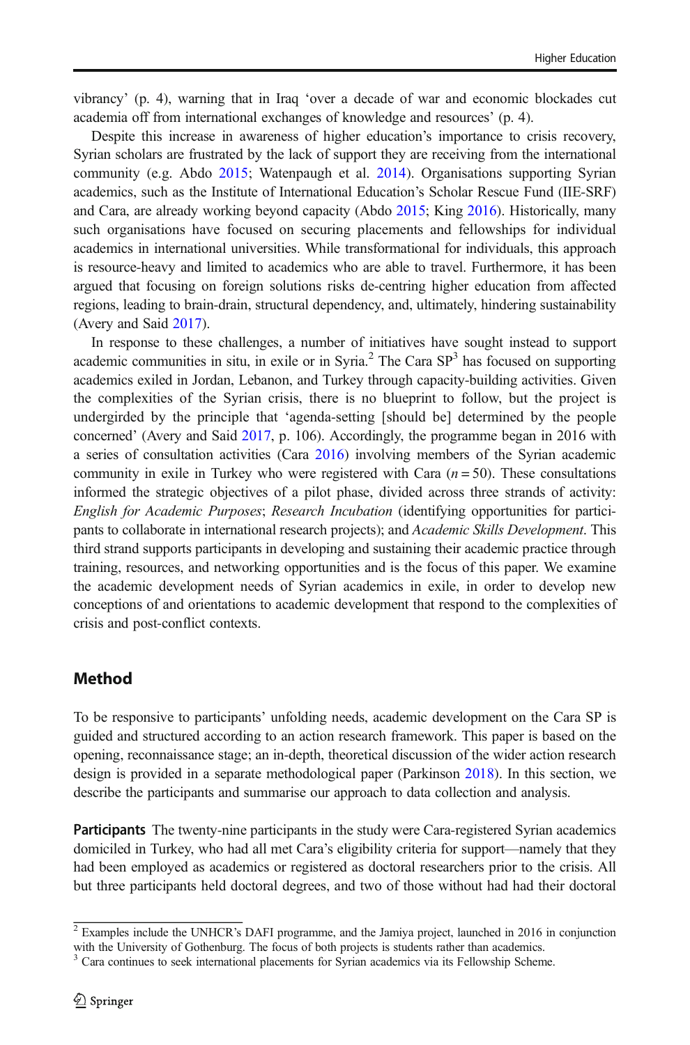vibrancy' (p. 4), warning that in Iraq 'over a decade of war and economic blockades cut academia off from international exchanges of knowledge and resources' (p. 4).

Despite this increase in awareness of higher education's importance to crisis recovery, Syrian scholars are frustrated by the lack of support they are receiving from the international community (e.g. Abdo 2015; Watenpaugh et al. 2014). Organisations supporting Syrian academics, such as the Institute of International Education's Scholar Rescue Fund (IIE-SRF) and Cara, are already working beyond capacity (Abdo 2015; King 2016). Historically, many such organisations have focused on securing placements and fellowships for individual academics in international universities. While transformational for individuals, this approach is resource-heavy and limited to academics who are able to travel. Furthermore, it has been argued that focusing on foreign solutions risks de-centring higher education from affected regions, leading to brain-drain, structural dependency, and, ultimately, hindering sustainability (Avery and Said 2017).

In response to these challenges, a number of initiatives have sought instead to support academic communities in situ, in exile or in Syria.[2] The Cara SP[3] has focused on supporting academics exiled in Jordan, Lebanon, and Turkey through capacity-building activities. Given the complexities of the Syrian crisis, there is no blueprint to follow, but the project is undergirded by the principle that 'agenda-setting [should be] determined by the people concerned' (Avery and Said 2017, p. 106). Accordingly, the programme began in 2016 with a series of consultation activities (Cara 2016) involving members of the Syrian academic community in exile in Turkey who were registered with Cara ($n = 50$). These consultations informed the strategic objectives of a pilot phase, divided across three strands of activity: *English for Academic Purposes*; *Research Incubation* (identifying opportunities for participants to collaborate in international research projects); and *Academic Skills Development*. This third strand supports participants in developing and sustaining their academic practice through training, resources, and networking opportunities and is the focus of this paper. We examine the academic development needs of Syrian academics in exile, in order to develop new conceptions of and orientations to academic development that respond to the complexities of crisis and post-conflict contexts.

## Method

To be responsive to participants' unfolding needs, academic development on the Cara SP is guided and structured according to an action research framework. This paper is based on the opening, reconnaissance stage; an in-depth, theoretical discussion of the wider action research design is provided in a separate methodological paper (Parkinson 2018). In this section, we describe the participants and summarise our approach to data collection and analysis.

**Participants** The twenty-nine participants in the study were Cara-registered Syrian academics domiciled in Turkey, who had all met Cara's eligibility criteria for support—namely that they had been employed as academics or registered as doctoral researchers prior to the crisis. All but three participants held doctoral degrees, and two of those without had had their doctoral

[2] Examples include the UNHCR's DAFI programme, and the Jamiya project, launched in 2016 in conjunction with the University of Gothenburg. The focus of both projects is students rather than academics.

[3] Cara continues to seek international placements for Syrian academics via its Fellowship Scheme.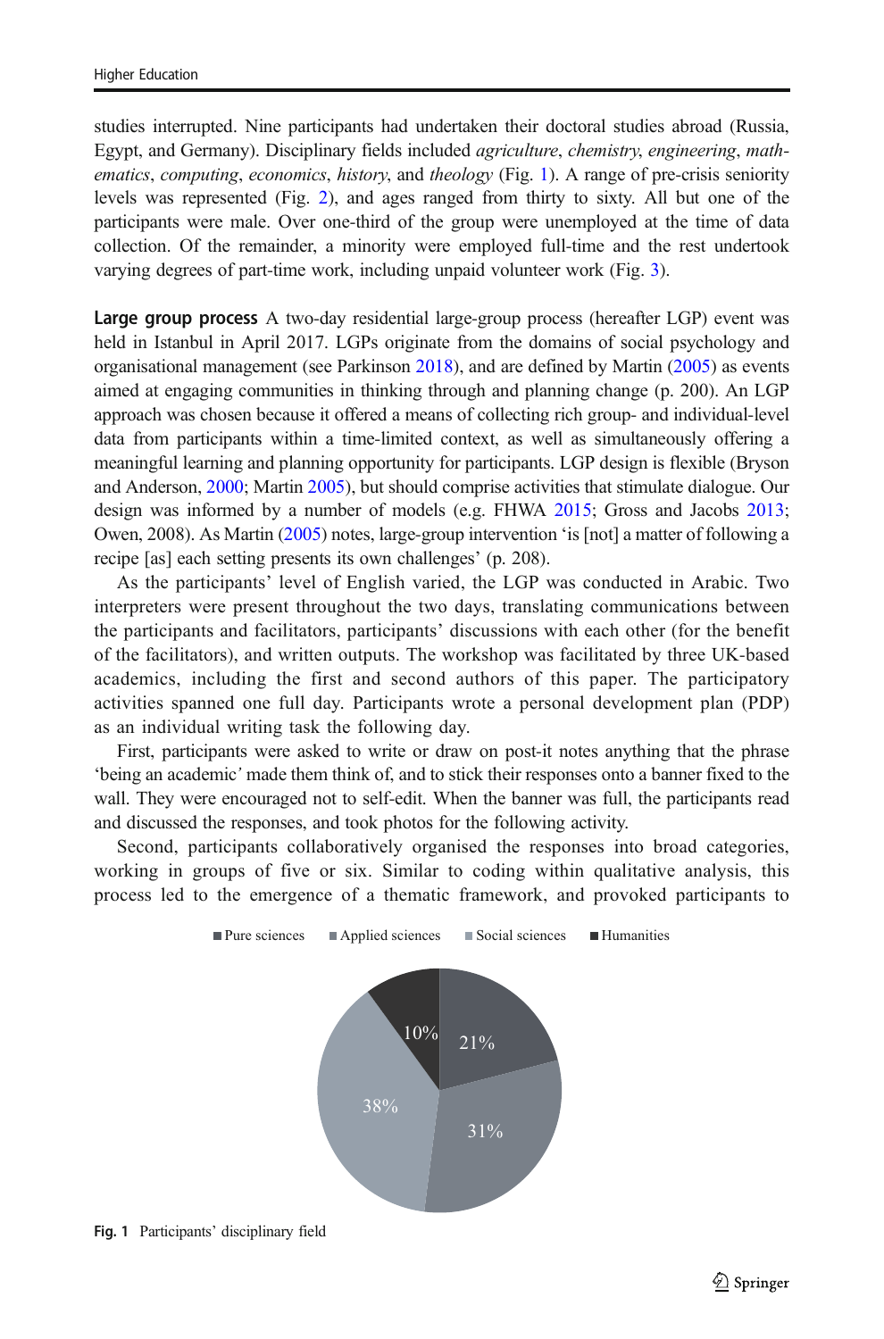studies interrupted. Nine participants had undertaken their doctoral studies abroad (Russia, Egypt, and Germany). Disciplinary fields included *agriculture*, *chemistry*, *engineering*, *mathematics*, *computing*, *economics*, *history*, and *theology* (Fig. 1). A range of pre-crisis seniority levels was represented (Fig. 2), and ages ranged from thirty to sixty. All but one of the participants were male. Over one-third of the group were unemployed at the time of data collection. Of the remainder, a minority were employed full-time and the rest undertook varying degrees of part-time work, including unpaid volunteer work (Fig. 3).

**Large group process** A two-day residential large-group process (hereafter LGP) event was held in Istanbul in April 2017. LGPs originate from the domains of social psychology and organisational management (see Parkinson 2018), and are defined by Martin (2005) as events aimed at engaging communities in thinking through and planning change (p. 200). An LGP approach was chosen because it offered a means of collecting rich group- and individual-level data from participants within a time-limited context, as well as simultaneously offering a meaningful learning and planning opportunity for participants. LGP design is flexible (Bryson and Anderson, 2000; Martin 2005), but should comprise activities that stimulate dialogue. Our design was informed by a number of models (e.g. FHWA 2015; Gross and Jacobs 2013; Owen, 2008). As Martin (2005) notes, large-group intervention 'is [not] a matter of following a recipe [as] each setting presents its own challenges' (p. 208).

As the participants' level of English varied, the LGP was conducted in Arabic. Two interpreters were present throughout the two days, translating communications between the participants and facilitators, participants' discussions with each other (for the benefit of the facilitators), and written outputs. The workshop was facilitated by three UK-based academics, including the first and second authors of this paper. The participatory activities spanned one full day. Participants wrote a personal development plan (PDP) as an individual writing task the following day.

First, participants were asked to write or draw on post-it notes anything that the phrase 'being an academic' made them think of, and to stick their responses onto a banner fixed to the wall. They were encouraged not to self-edit. When the banner was full, the participants read and discussed the responses, and took photos for the following activity.

Second, participants collaboratively organised the responses into broad categories, working in groups of five or six. Similar to coding within qualitative analysis, this process led to the emergence of a thematic framework, and provoked participants to

Pure sciences: 21%; Applied sciences: 31%; Social sciences: 38%; Humanities: 10%

**Fig. 1** Participants' disciplinary field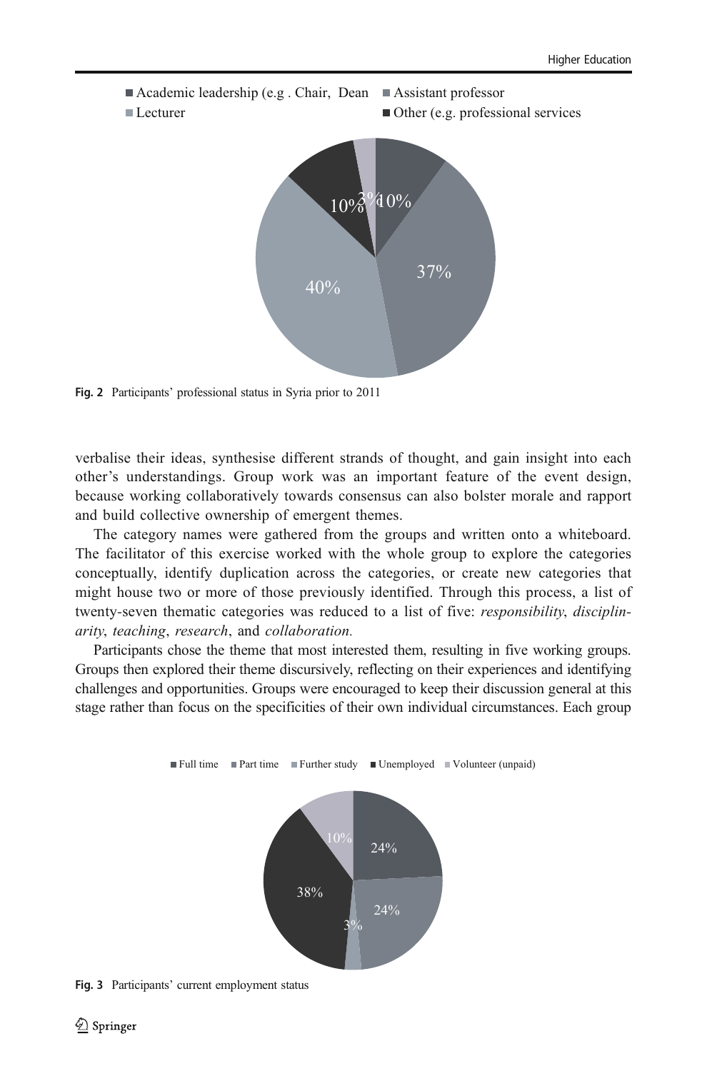Fig. 2 Participants' professional status in Syria prior to 2011

verbalise their ideas, synthesise different strands of thought, and gain insight into each other's understandings. Group work was an important feature of the event design, because working collaboratively towards consensus can also bolster morale and rapport and build collective ownership of emergent themes.

The category names were gathered from the groups and written onto a whiteboard. The facilitator of this exercise worked with the whole group to explore the categories conceptually, identify duplication across the categories, or create new categories that might house two or more of those previously identified. Through this process, a list of twenty-seven thematic categories was reduced to a list of five: *responsibility*, *disciplinarity*, *teaching*, *research*, and *collaboration.*

Participants chose the theme that most interested them, resulting in five working groups. Groups then explored their theme discursively, reflecting on their experiences and identifying challenges and opportunities. Groups were encouraged to keep their discussion general at this stage rather than focus on the specificities of their own individual circumstances. Each group

Fig. 3 Participants' current employment status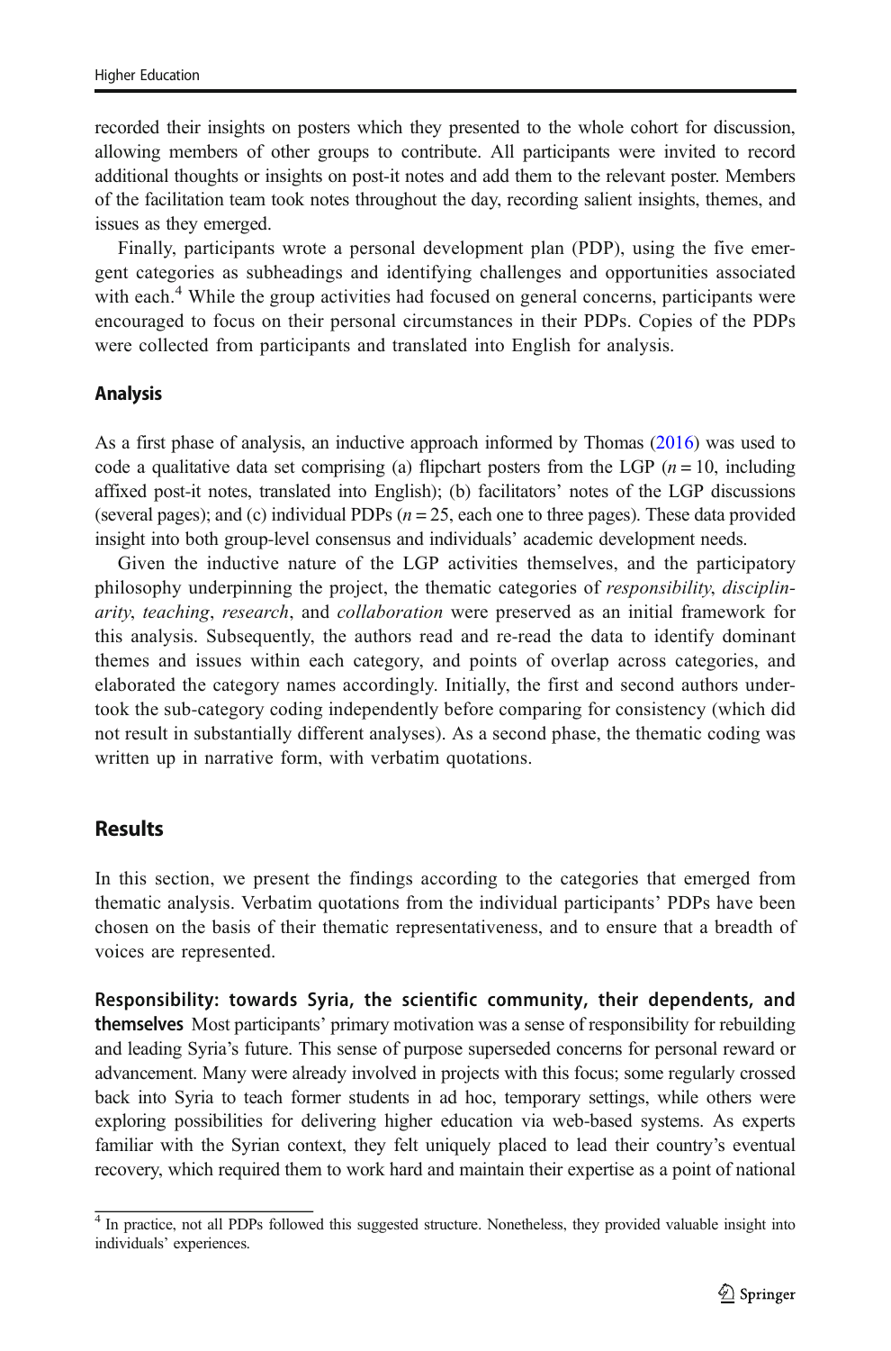recorded their insights on posters which they presented to the whole cohort for discussion, allowing members of other groups to contribute. All participants were invited to record additional thoughts or insights on post-it notes and add them to the relevant poster. Members of the facilitation team took notes throughout the day, recording salient insights, themes, and issues as they emerged.

Finally, participants wrote a personal development plan (PDP), using the five emergent categories as subheadings and identifying challenges and opportunities associated with each.[4] While the group activities had focused on general concerns, participants were encouraged to focus on their personal circumstances in their PDPs. Copies of the PDPs were collected from participants and translated into English for analysis.

### Analysis

As a first phase of analysis, an inductive approach informed by Thomas (2016) was used to code a qualitative data set comprising (a) flipchart posters from the LGP ($n = 10$, including affixed post-it notes, translated into English); (b) facilitators' notes of the LGP discussions (several pages); and (c) individual PDPs ($n = 25$, each one to three pages). These data provided insight into both group-level consensus and individuals' academic development needs.

Given the inductive nature of the LGP activities themselves, and the participatory philosophy underpinning the project, the thematic categories of *responsibility*, *disciplinarity*, *teaching*, *research*, and *collaboration* were preserved as an initial framework for this analysis. Subsequently, the authors read and re-read the data to identify dominant themes and issues within each category, and points of overlap across categories, and elaborated the category names accordingly. Initially, the first and second authors undertook the sub-category coding independently before comparing for consistency (which did not result in substantially different analyses). As a second phase, the thematic coding was written up in narrative form, with verbatim quotations.

## Results

In this section, we present the findings according to the categories that emerged from thematic analysis. Verbatim quotations from the individual participants' PDPs have been chosen on the basis of their thematic representativeness, and to ensure that a breadth of voices are represented.

**Responsibility: towards Syria, the scientific community, their dependents, and themselves** Most participants' primary motivation was a sense of responsibility for rebuilding and leading Syria's future. This sense of purpose superseded concerns for personal reward or advancement. Many were already involved in projects with this focus; some regularly crossed back into Syria to teach former students in ad hoc, temporary settings, while others were exploring possibilities for delivering higher education via web-based systems. As experts familiar with the Syrian context, they felt uniquely placed to lead their country's eventual recovery, which required them to work hard and maintain their expertise as a point of national

[4] In practice, not all PDPs followed this suggested structure. Nonetheless, they provided valuable insight into individuals' experiences.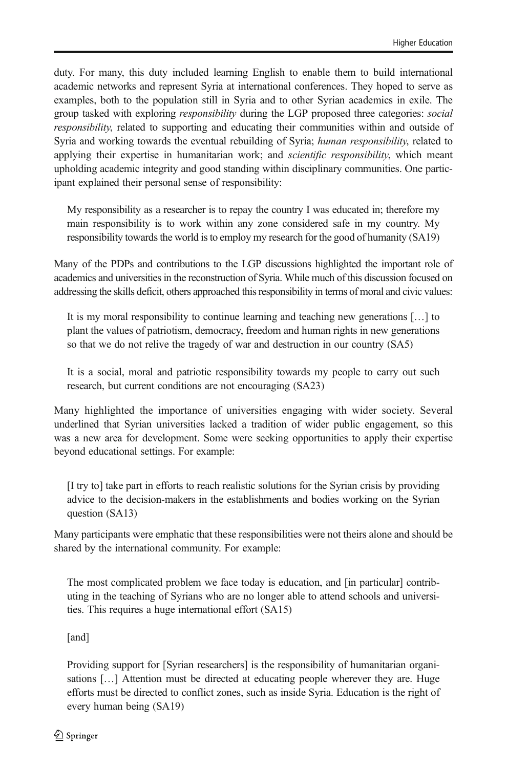duty. For many, this duty included learning English to enable them to build international academic networks and represent Syria at international conferences. They hoped to serve as examples, both to the population still in Syria and to other Syrian academics in exile. The group tasked with exploring *responsibility* during the LGP proposed three categories: *social responsibility*, related to supporting and educating their communities within and outside of Syria and working towards the eventual rebuilding of Syria; *human responsibility*, related to applying their expertise in humanitarian work; and *scientific responsibility*, which meant upholding academic integrity and good standing within disciplinary communities. One participant explained their personal sense of responsibility:

> My responsibility as a researcher is to repay the country I was educated in; therefore my main responsibility is to work within any zone considered safe in my country. My responsibility towards the world is to employ my research for the good of humanity (SA19)

Many of the PDPs and contributions to the LGP discussions highlighted the important role of academics and universities in the reconstruction of Syria. While much of this discussion focused on addressing the skills deficit, others approached this responsibility in terms of moral and civic values:

> It is my moral responsibility to continue learning and teaching new generations […] to plant the values of patriotism, democracy, freedom and human rights in new generations so that we do not relive the tragedy of war and destruction in our country (SA5)

> It is a social, moral and patriotic responsibility towards my people to carry out such research, but current conditions are not encouraging (SA23)

Many highlighted the importance of universities engaging with wider society. Several underlined that Syrian universities lacked a tradition of wider public engagement, so this was a new area for development. Some were seeking opportunities to apply their expertise beyond educational settings. For example:

> [I try to] take part in efforts to reach realistic solutions for the Syrian crisis by providing advice to the decision-makers in the establishments and bodies working on the Syrian question (SA13)

Many participants were emphatic that these responsibilities were not theirs alone and should be shared by the international community. For example:

> The most complicated problem we face today is education, and [in particular] contributing in the teaching of Syrians who are no longer able to attend schools and universities. This requires a huge international effort (SA15)
>
> [and]
>
> Providing support for [Syrian researchers] is the responsibility of humanitarian organisations […] Attention must be directed at educating people wherever they are. Huge efforts must be directed to conflict zones, such as inside Syria. Education is the right of every human being (SA19)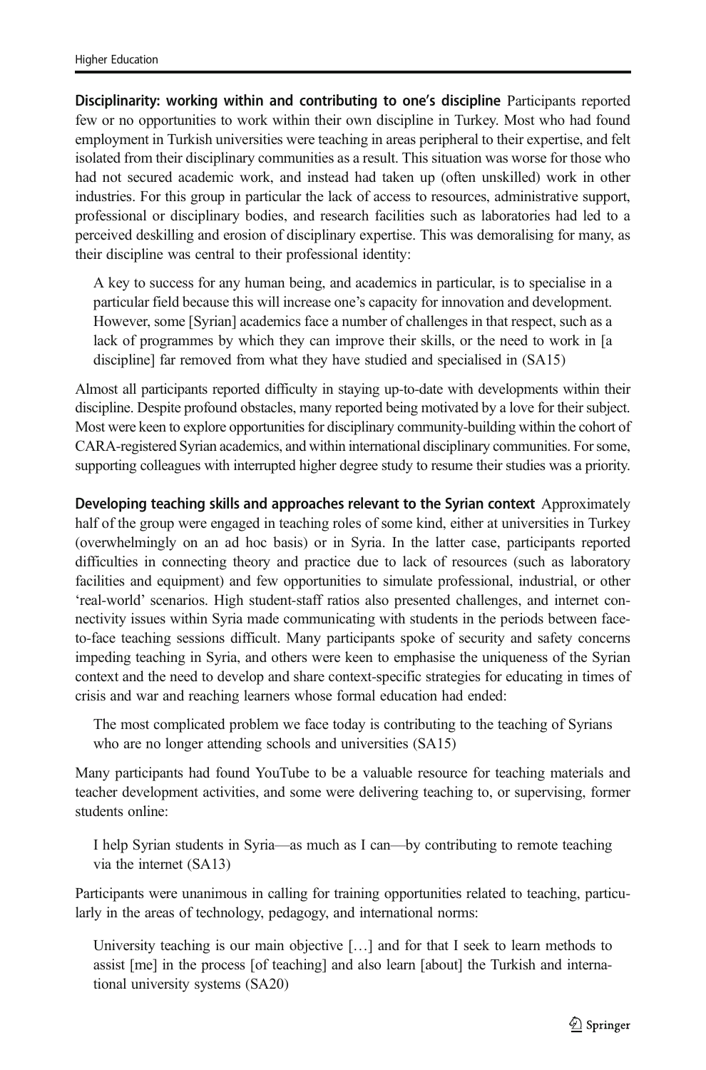**Disciplinarity: working within and contributing to one's discipline** Participants reported few or no opportunities to work within their own discipline in Turkey. Most who had found employment in Turkish universities were teaching in areas peripheral to their expertise, and felt isolated from their disciplinary communities as a result. This situation was worse for those who had not secured academic work, and instead had taken up (often unskilled) work in other industries. For this group in particular the lack of access to resources, administrative support, professional or disciplinary bodies, and research facilities such as laboratories had led to a perceived deskilling and erosion of disciplinary expertise. This was demoralising for many, as their discipline was central to their professional identity:

> A key to success for any human being, and academics in particular, is to specialise in a particular field because this will increase one's capacity for innovation and development. However, some [Syrian] academics face a number of challenges in that respect, such as a lack of programmes by which they can improve their skills, or the need to work in [a discipline] far removed from what they have studied and specialised in (SA15)

Almost all participants reported difficulty in staying up-to-date with developments within their discipline. Despite profound obstacles, many reported being motivated by a love for their subject. Most were keen to explore opportunities for disciplinary community-building within the cohort of CARA-registered Syrian academics, and within international disciplinary communities. For some, supporting colleagues with interrupted higher degree study to resume their studies was a priority.

**Developing teaching skills and approaches relevant to the Syrian context** Approximately half of the group were engaged in teaching roles of some kind, either at universities in Turkey (overwhelmingly on an ad hoc basis) or in Syria. In the latter case, participants reported difficulties in connecting theory and practice due to lack of resources (such as laboratory facilities and equipment) and few opportunities to simulate professional, industrial, or other 'real-world' scenarios. High student-staff ratios also presented challenges, and internet connectivity issues within Syria made communicating with students in the periods between face-to-face teaching sessions difficult. Many participants spoke of security and safety concerns impeding teaching in Syria, and others were keen to emphasise the uniqueness of the Syrian context and the need to develop and share context-specific strategies for educating in times of crisis and war and reaching learners whose formal education had ended:

> The most complicated problem we face today is contributing to the teaching of Syrians who are no longer attending schools and universities (SA15)

Many participants had found YouTube to be a valuable resource for teaching materials and teacher development activities, and some were delivering teaching to, or supervising, former students online:

> I help Syrian students in Syria—as much as I can—by contributing to remote teaching via the internet (SA13)

Participants were unanimous in calling for training opportunities related to teaching, particularly in the areas of technology, pedagogy, and international norms:

> University teaching is our main objective […] and for that I seek to learn methods to assist [me] in the process [of teaching] and also learn [about] the Turkish and international university systems (SA20)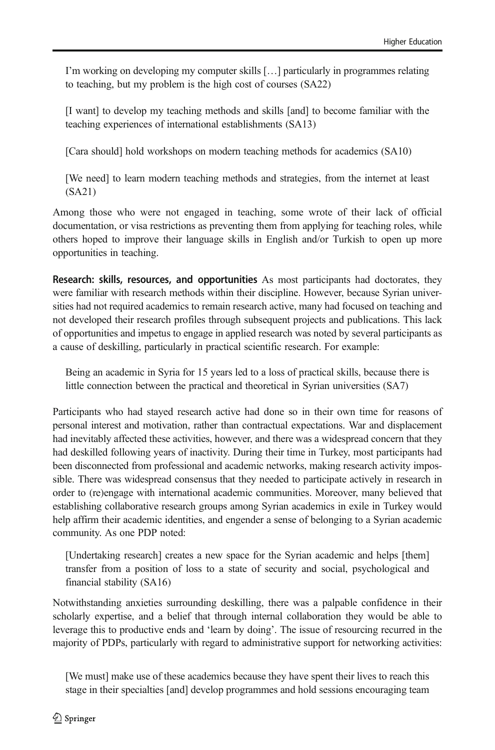> I'm working on developing my computer skills […] particularly in programmes relating to teaching, but my problem is the high cost of courses (SA22)

> [I want] to develop my teaching methods and skills [and] to become familiar with the teaching experiences of international establishments (SA13)

> [Cara should] hold workshops on modern teaching methods for academics (SA10)

> [We need] to learn modern teaching methods and strategies, from the internet at least (SA21)

Among those who were not engaged in teaching, some wrote of their lack of official documentation, or visa restrictions as preventing them from applying for teaching roles, while others hoped to improve their language skills in English and/or Turkish to open up more opportunities in teaching.

**Research: skills, resources, and opportunities** As most participants had doctorates, they were familiar with research methods within their discipline. However, because Syrian universities had not required academics to remain research active, many had focused on teaching and not developed their research profiles through subsequent projects and publications. This lack of opportunities and impetus to engage in applied research was noted by several participants as a cause of deskilling, particularly in practical scientific research. For example:

> Being an academic in Syria for 15 years led to a loss of practical skills, because there is little connection between the practical and theoretical in Syrian universities (SA7)

Participants who had stayed research active had done so in their own time for reasons of personal interest and motivation, rather than contractual expectations. War and displacement had inevitably affected these activities, however, and there was a widespread concern that they had deskilled following years of inactivity. During their time in Turkey, most participants had been disconnected from professional and academic networks, making research activity impossible. There was widespread consensus that they needed to participate actively in research in order to (re)engage with international academic communities. Moreover, many believed that establishing collaborative research groups among Syrian academics in exile in Turkey would help affirm their academic identities, and engender a sense of belonging to a Syrian academic community. As one PDP noted:

> [Undertaking research] creates a new space for the Syrian academic and helps [them] transfer from a position of loss to a state of security and social, psychological and financial stability (SA16)

Notwithstanding anxieties surrounding deskilling, there was a palpable confidence in their scholarly expertise, and a belief that through internal collaboration they would be able to leverage this to productive ends and 'learn by doing'. The issue of resourcing recurred in the majority of PDPs, particularly with regard to administrative support for networking activities:

> [We must] make use of these academics because they have spent their lives to reach this stage in their specialties [and] develop programmes and hold sessions encouraging team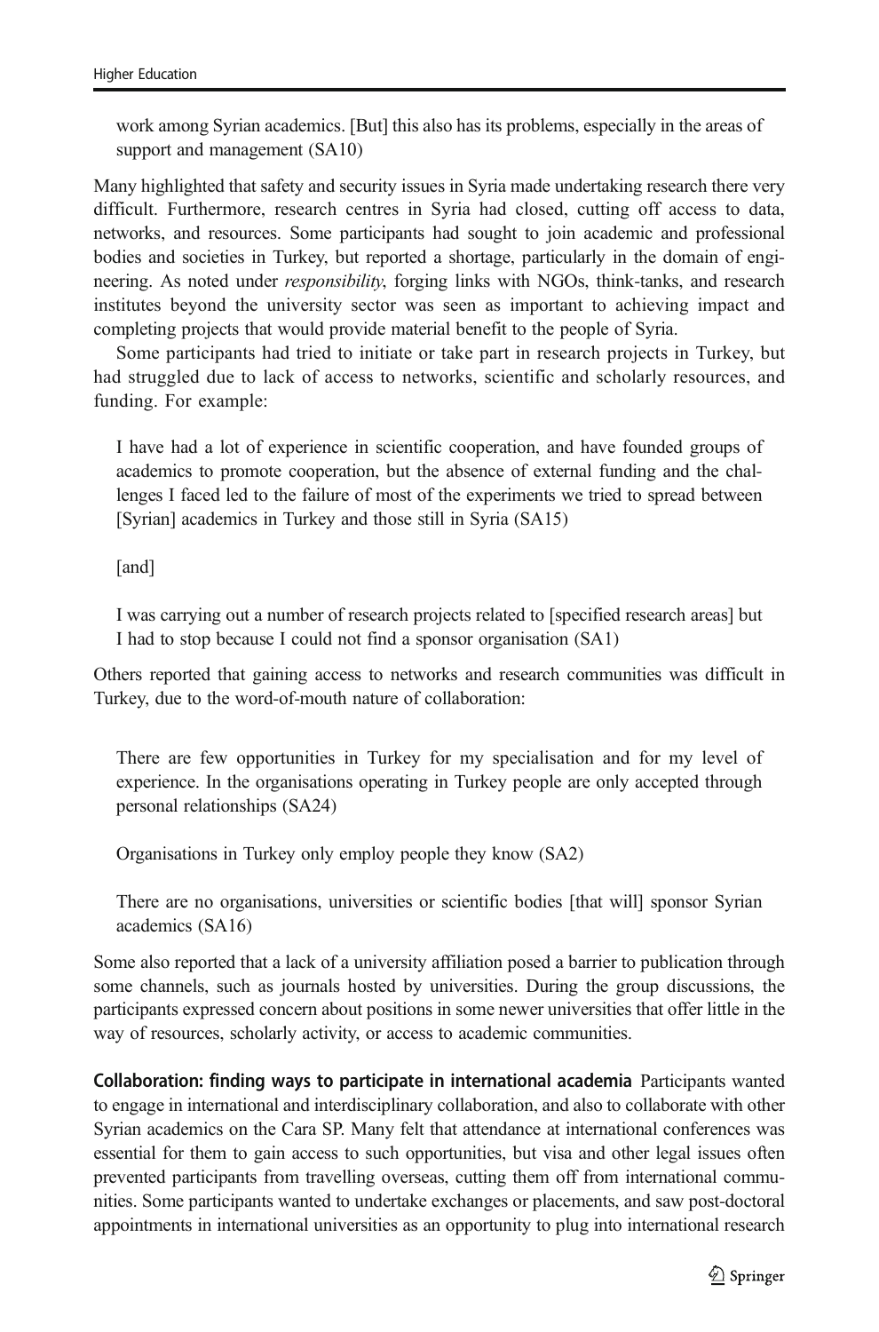> work among Syrian academics. [But] this also has its problems, especially in the areas of support and management (SA10)

Many highlighted that safety and security issues in Syria made undertaking research there very difficult. Furthermore, research centres in Syria had closed, cutting off access to data, networks, and resources. Some participants had sought to join academic and professional bodies and societies in Turkey, but reported a shortage, particularly in the domain of engineering. As noted under *responsibility*, forging links with NGOs, think-tanks, and research institutes beyond the university sector was seen as important to achieving impact and completing projects that would provide material benefit to the people of Syria.

Some participants had tried to initiate or take part in research projects in Turkey, but had struggled due to lack of access to networks, scientific and scholarly resources, and funding. For example:

> I have had a lot of experience in scientific cooperation, and have founded groups of academics to promote cooperation, but the absence of external funding and the challenges I faced led to the failure of most of the experiments we tried to spread between [Syrian] academics in Turkey and those still in Syria (SA15)
>
> [and]
>
> I was carrying out a number of research projects related to [specified research areas] but I had to stop because I could not find a sponsor organisation (SA1)

Others reported that gaining access to networks and research communities was difficult in Turkey, due to the word-of-mouth nature of collaboration:

> There are few opportunities in Turkey for my specialisation and for my level of experience. In the organisations operating in Turkey people are only accepted through personal relationships (SA24)
>
> Organisations in Turkey only employ people they know (SA2)
>
> There are no organisations, universities or scientific bodies [that will] sponsor Syrian academics (SA16)

Some also reported that a lack of a university affiliation posed a barrier to publication through some channels, such as journals hosted by universities. During the group discussions, the participants expressed concern about positions in some newer universities that offer little in the way of resources, scholarly activity, or access to academic communities.

**Collaboration: finding ways to participate in international academia** Participants wanted to engage in international and interdisciplinary collaboration, and also to collaborate with other Syrian academics on the Cara SP. Many felt that attendance at international conferences was essential for them to gain access to such opportunities, but visa and other legal issues often prevented participants from travelling overseas, cutting them off from international communities. Some participants wanted to undertake exchanges or placements, and saw post-doctoral appointments in international universities as an opportunity to plug into international research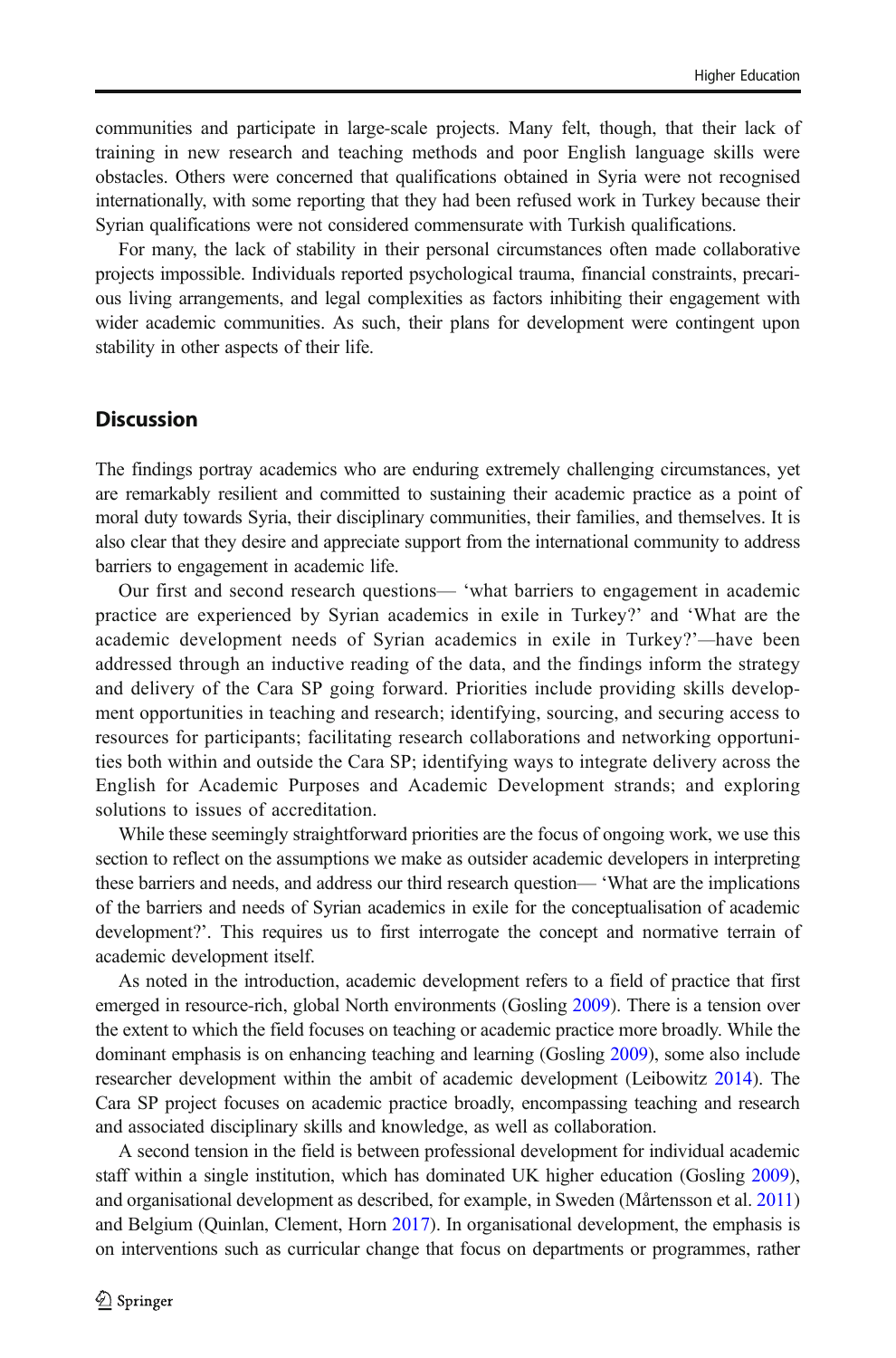communities and participate in large-scale projects. Many felt, though, that their lack of training in new research and teaching methods and poor English language skills were obstacles. Others were concerned that qualifications obtained in Syria were not recognised internationally, with some reporting that they had been refused work in Turkey because their Syrian qualifications were not considered commensurate with Turkish qualifications.

For many, the lack of stability in their personal circumstances often made collaborative projects impossible. Individuals reported psychological trauma, financial constraints, precarious living arrangements, and legal complexities as factors inhibiting their engagement with wider academic communities. As such, their plans for development were contingent upon stability in other aspects of their life.

## Discussion

The findings portray academics who are enduring extremely challenging circumstances, yet are remarkably resilient and committed to sustaining their academic practice as a point of moral duty towards Syria, their disciplinary communities, their families, and themselves. It is also clear that they desire and appreciate support from the international community to address barriers to engagement in academic life.

Our first and second research questions— 'what barriers to engagement in academic practice are experienced by Syrian academics in exile in Turkey?' and 'What are the academic development needs of Syrian academics in exile in Turkey?'—have been addressed through an inductive reading of the data, and the findings inform the strategy and delivery of the Cara SP going forward. Priorities include providing skills development opportunities in teaching and research; identifying, sourcing, and securing access to resources for participants; facilitating research collaborations and networking opportunities both within and outside the Cara SP; identifying ways to integrate delivery across the English for Academic Purposes and Academic Development strands; and exploring solutions to issues of accreditation.

While these seemingly straightforward priorities are the focus of ongoing work, we use this section to reflect on the assumptions we make as outsider academic developers in interpreting these barriers and needs, and address our third research question— 'What are the implications of the barriers and needs of Syrian academics in exile for the conceptualisation of academic development?'. This requires us to first interrogate the concept and normative terrain of academic development itself.

As noted in the introduction, academic development refers to a field of practice that first emerged in resource-rich, global North environments (Gosling 2009). There is a tension over the extent to which the field focuses on teaching or academic practice more broadly. While the dominant emphasis is on enhancing teaching and learning (Gosling 2009), some also include researcher development within the ambit of academic development (Leibowitz 2014). The Cara SP project focuses on academic practice broadly, encompassing teaching and research and associated disciplinary skills and knowledge, as well as collaboration.

A second tension in the field is between professional development for individual academic staff within a single institution, which has dominated UK higher education (Gosling 2009), and organisational development as described, for example, in Sweden (Mårtensson et al. 2011) and Belgium (Quinlan, Clement, Horn 2017). In organisational development, the emphasis is on interventions such as curricular change that focus on departments or programmes, rather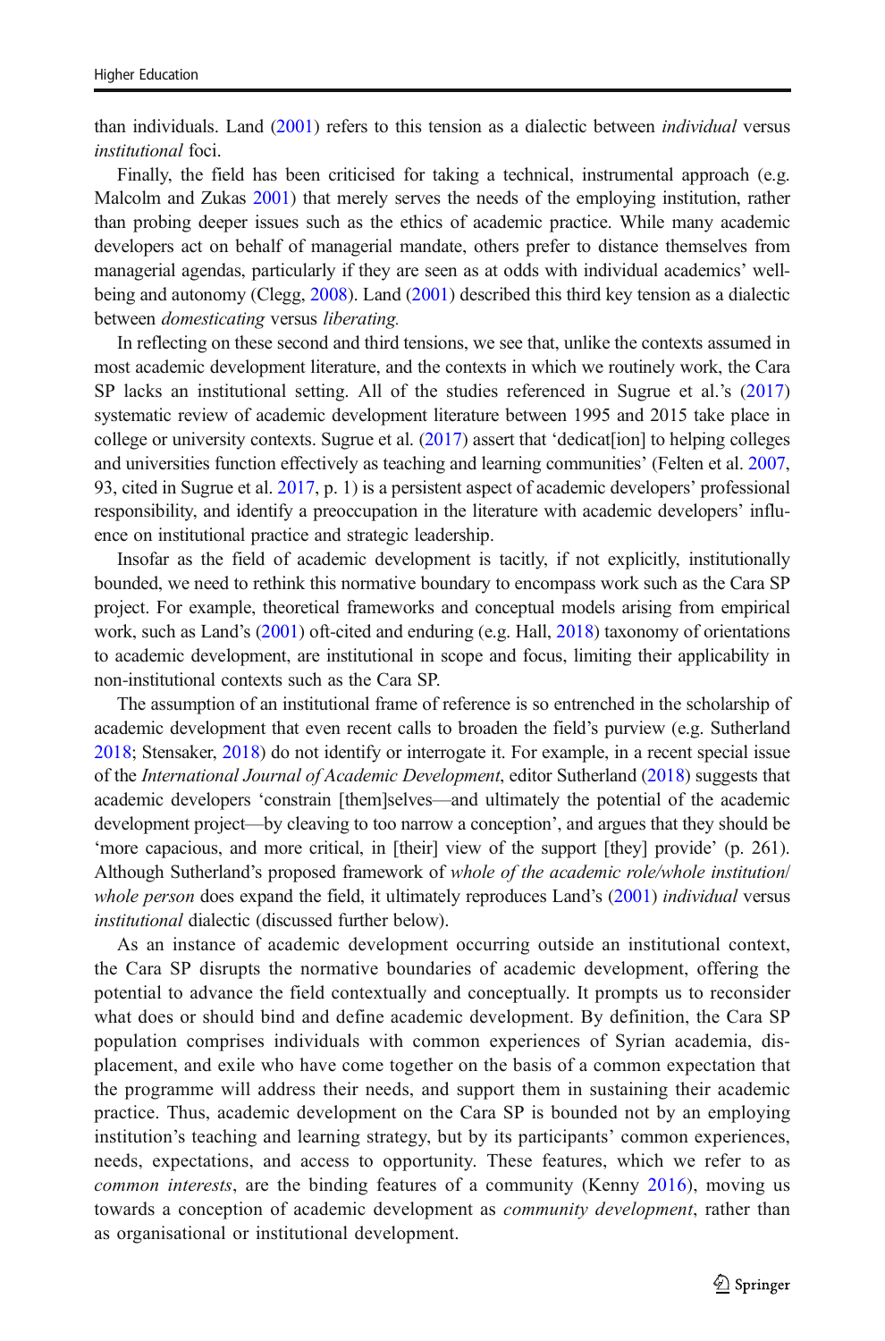than individuals. Land (2001) refers to this tension as a dialectic between *individual* versus *institutional* foci.

Finally, the field has been criticised for taking a technical, instrumental approach (e.g. Malcolm and Zukas 2001) that merely serves the needs of the employing institution, rather than probing deeper issues such as the ethics of academic practice. While many academic developers act on behalf of managerial mandate, others prefer to distance themselves from managerial agendas, particularly if they are seen as at odds with individual academics' well-being and autonomy (Clegg, 2008). Land (2001) described this third key tension as a dialectic between *domesticating* versus *liberating.*

In reflecting on these second and third tensions, we see that, unlike the contexts assumed in most academic development literature, and the contexts in which we routinely work, the Cara SP lacks an institutional setting. All of the studies referenced in Sugrue et al.'s (2017) systematic review of academic development literature between 1995 and 2015 take place in college or university contexts. Sugrue et al. (2017) assert that 'dedicat[ion] to helping colleges and universities function effectively as teaching and learning communities' (Felten et al. 2007, 93, cited in Sugrue et al. 2017, p. 1) is a persistent aspect of academic developers' professional responsibility, and identify a preoccupation in the literature with academic developers' influence on institutional practice and strategic leadership.

Insofar as the field of academic development is tacitly, if not explicitly, institutionally bounded, we need to rethink this normative boundary to encompass work such as the Cara SP project. For example, theoretical frameworks and conceptual models arising from empirical work, such as Land's (2001) oft-cited and enduring (e.g. Hall, 2018) taxonomy of orientations to academic development, are institutional in scope and focus, limiting their applicability in non-institutional contexts such as the Cara SP.

The assumption of an institutional frame of reference is so entrenched in the scholarship of academic development that even recent calls to broaden the field's purview (e.g. Sutherland 2018; Stensaker, 2018) do not identify or interrogate it. For example, in a recent special issue of the *International Journal of Academic Development*, editor Sutherland (2018) suggests that academic developers 'constrain [them]selves—and ultimately the potential of the academic development project—by cleaving to too narrow a conception', and argues that they should be 'more capacious, and more critical, in [their] view of the support [they] provide' (p. 261). Although Sutherland's proposed framework of *whole of the academic role/whole institution/ whole person* does expand the field, it ultimately reproduces Land's (2001) *individual* versus *institutional* dialectic (discussed further below).

As an instance of academic development occurring outside an institutional context, the Cara SP disrupts the normative boundaries of academic development, offering the potential to advance the field contextually and conceptually. It prompts us to reconsider what does or should bind and define academic development. By definition, the Cara SP population comprises individuals with common experiences of Syrian academia, displacement, and exile who have come together on the basis of a common expectation that the programme will address their needs, and support them in sustaining their academic practice. Thus, academic development on the Cara SP is bounded not by an employing institution's teaching and learning strategy, but by its participants' common experiences, needs, expectations, and access to opportunity. These features, which we refer to as *common interests*, are the binding features of a community (Kenny 2016), moving us towards a conception of academic development as *community development*, rather than as organisational or institutional development.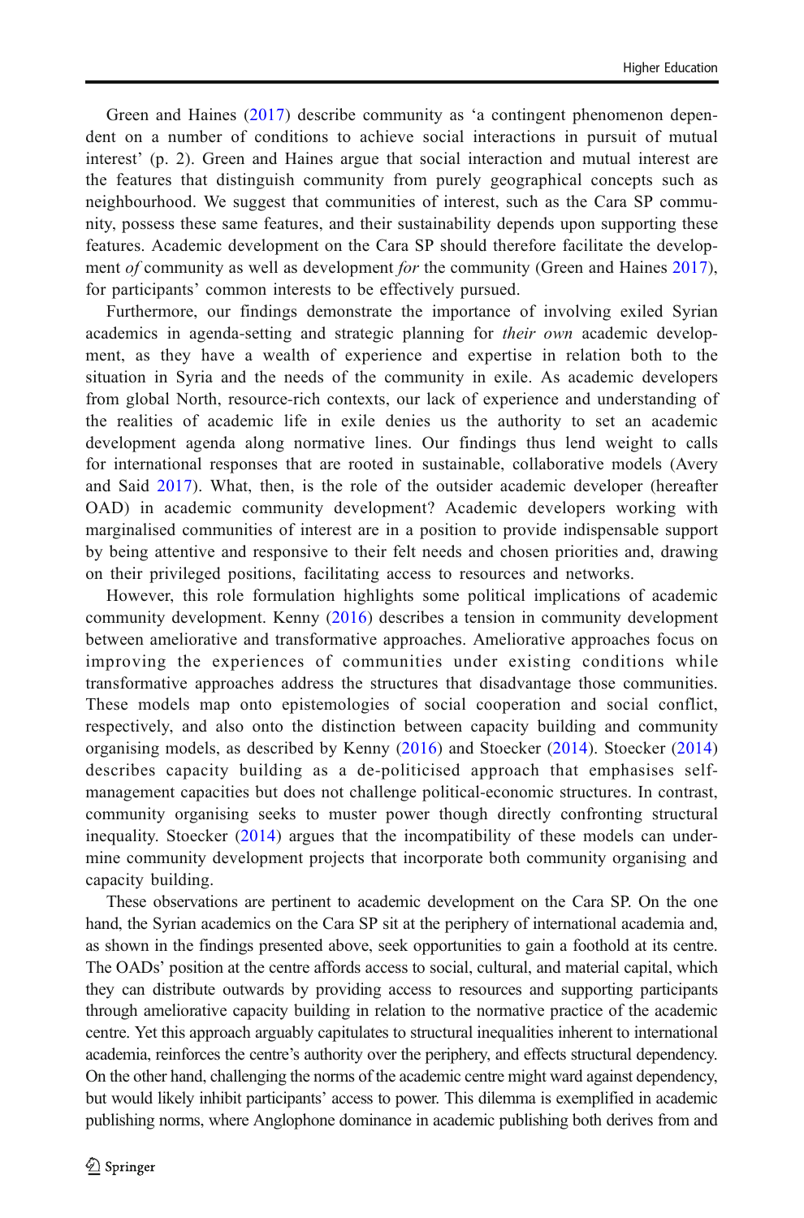Green and Haines (2017) describe community as 'a contingent phenomenon dependent on a number of conditions to achieve social interactions in pursuit of mutual interest' (p. 2). Green and Haines argue that social interaction and mutual interest are the features that distinguish community from purely geographical concepts such as neighbourhood. We suggest that communities of interest, such as the Cara SP community, possess these same features, and their sustainability depends upon supporting these features. Academic development on the Cara SP should therefore facilitate the development *of* community as well as development *for* the community (Green and Haines 2017), for participants' common interests to be effectively pursued.

Furthermore, our findings demonstrate the importance of involving exiled Syrian academics in agenda-setting and strategic planning for *their own* academic development, as they have a wealth of experience and expertise in relation both to the situation in Syria and the needs of the community in exile. As academic developers from global North, resource-rich contexts, our lack of experience and understanding of the realities of academic life in exile denies us the authority to set an academic development agenda along normative lines. Our findings thus lend weight to calls for international responses that are rooted in sustainable, collaborative models (Avery and Said 2017). What, then, is the role of the outsider academic developer (hereafter OAD) in academic community development? Academic developers working with marginalised communities of interest are in a position to provide indispensable support by being attentive and responsive to their felt needs and chosen priorities and, drawing on their privileged positions, facilitating access to resources and networks.

However, this role formulation highlights some political implications of academic community development. Kenny (2016) describes a tension in community development between ameliorative and transformative approaches. Ameliorative approaches focus on improving the experiences of communities under existing conditions while transformative approaches address the structures that disadvantage those communities. These models map onto epistemologies of social cooperation and social conflict, respectively, and also onto the distinction between capacity building and community organising models, as described by Kenny (2016) and Stoecker (2014). Stoecker (2014) describes capacity building as a de-politicised approach that emphasises self-management capacities but does not challenge political-economic structures. In contrast, community organising seeks to muster power though directly confronting structural inequality. Stoecker (2014) argues that the incompatibility of these models can undermine community development projects that incorporate both community organising and capacity building.

These observations are pertinent to academic development on the Cara SP. On the one hand, the Syrian academics on the Cara SP sit at the periphery of international academia and, as shown in the findings presented above, seek opportunities to gain a foothold at its centre. The OADs' position at the centre affords access to social, cultural, and material capital, which they can distribute outwards by providing access to resources and supporting participants through ameliorative capacity building in relation to the normative practice of the academic centre. Yet this approach arguably capitulates to structural inequalities inherent to international academia, reinforces the centre's authority over the periphery, and effects structural dependency. On the other hand, challenging the norms of the academic centre might ward against dependency, but would likely inhibit participants' access to power. This dilemma is exemplified in academic publishing norms, where Anglophone dominance in academic publishing both derives from and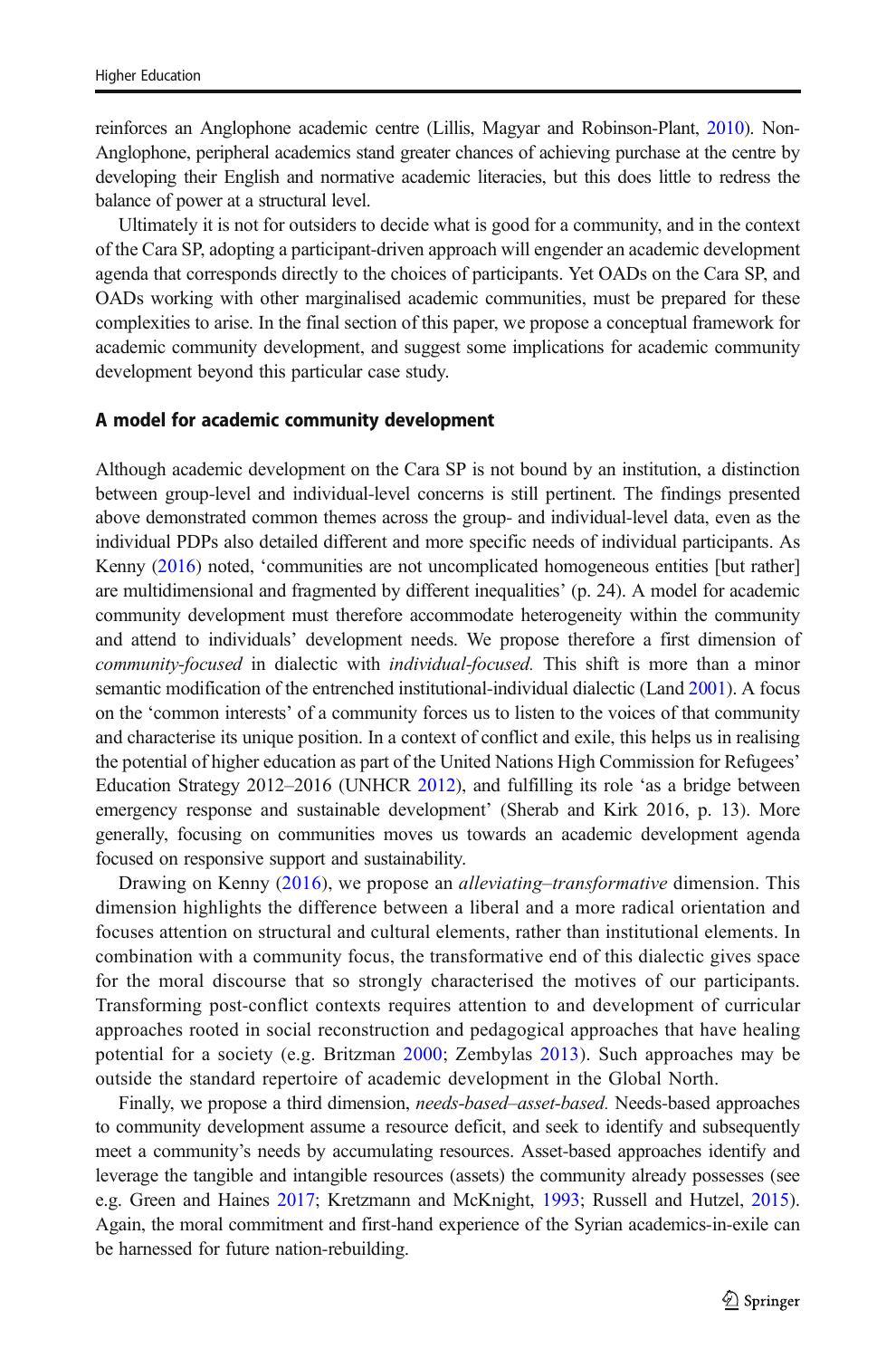reinforces an Anglophone academic centre (Lillis, Magyar and Robinson-Plant, 2010). Non-Anglophone, peripheral academics stand greater chances of achieving purchase at the centre by developing their English and normative academic literacies, but this does little to redress the balance of power at a structural level.

Ultimately it is not for outsiders to decide what is good for a community, and in the context of the Cara SP, adopting a participant-driven approach will engender an academic development agenda that corresponds directly to the choices of participants. Yet OADs on the Cara SP, and OADs working with other marginalised academic communities, must be prepared for these complexities to arise. In the final section of this paper, we propose a conceptual framework for academic community development, and suggest some implications for academic community development beyond this particular case study.

## A model for academic community development

Although academic development on the Cara SP is not bound by an institution, a distinction between group-level and individual-level concerns is still pertinent. The findings presented above demonstrated common themes across the group- and individual-level data, even as the individual PDPs also detailed different and more specific needs of individual participants. As Kenny (2016) noted, 'communities are not uncomplicated homogeneous entities [but rather] are multidimensional and fragmented by different inequalities' (p. 24). A model for academic community development must therefore accommodate heterogeneity within the community and attend to individuals' development needs. We propose therefore a first dimension of *community-focused* in dialectic with *individual-focused.* This shift is more than a minor semantic modification of the entrenched institutional-individual dialectic (Land 2001). A focus on the 'common interests' of a community forces us to listen to the voices of that community and characterise its unique position. In a context of conflict and exile, this helps us in realising the potential of higher education as part of the United Nations High Commission for Refugees' Education Strategy 2012–2016 (UNHCR 2012), and fulfilling its role 'as a bridge between emergency response and sustainable development' (Sherab and Kirk 2016, p. 13). More generally, focusing on communities moves us towards an academic development agenda focused on responsive support and sustainability.

Drawing on Kenny (2016), we propose an *alleviating–transformative* dimension. This dimension highlights the difference between a liberal and a more radical orientation and focuses attention on structural and cultural elements, rather than institutional elements. In combination with a community focus, the transformative end of this dialectic gives space for the moral discourse that so strongly characterised the motives of our participants. Transforming post-conflict contexts requires attention to and development of curricular approaches rooted in social reconstruction and pedagogical approaches that have healing potential for a society (e.g. Britzman 2000; Zembylas 2013). Such approaches may be outside the standard repertoire of academic development in the Global North.

Finally, we propose a third dimension, *needs-based–asset-based.* Needs-based approaches to community development assume a resource deficit, and seek to identify and subsequently meet a community's needs by accumulating resources. Asset-based approaches identify and leverage the tangible and intangible resources (assets) the community already possesses (see e.g. Green and Haines 2017; Kretzmann and McKnight, 1993; Russell and Hutzel, 2015). Again, the moral commitment and first-hand experience of the Syrian academics-in-exile can be harnessed for future nation-rebuilding.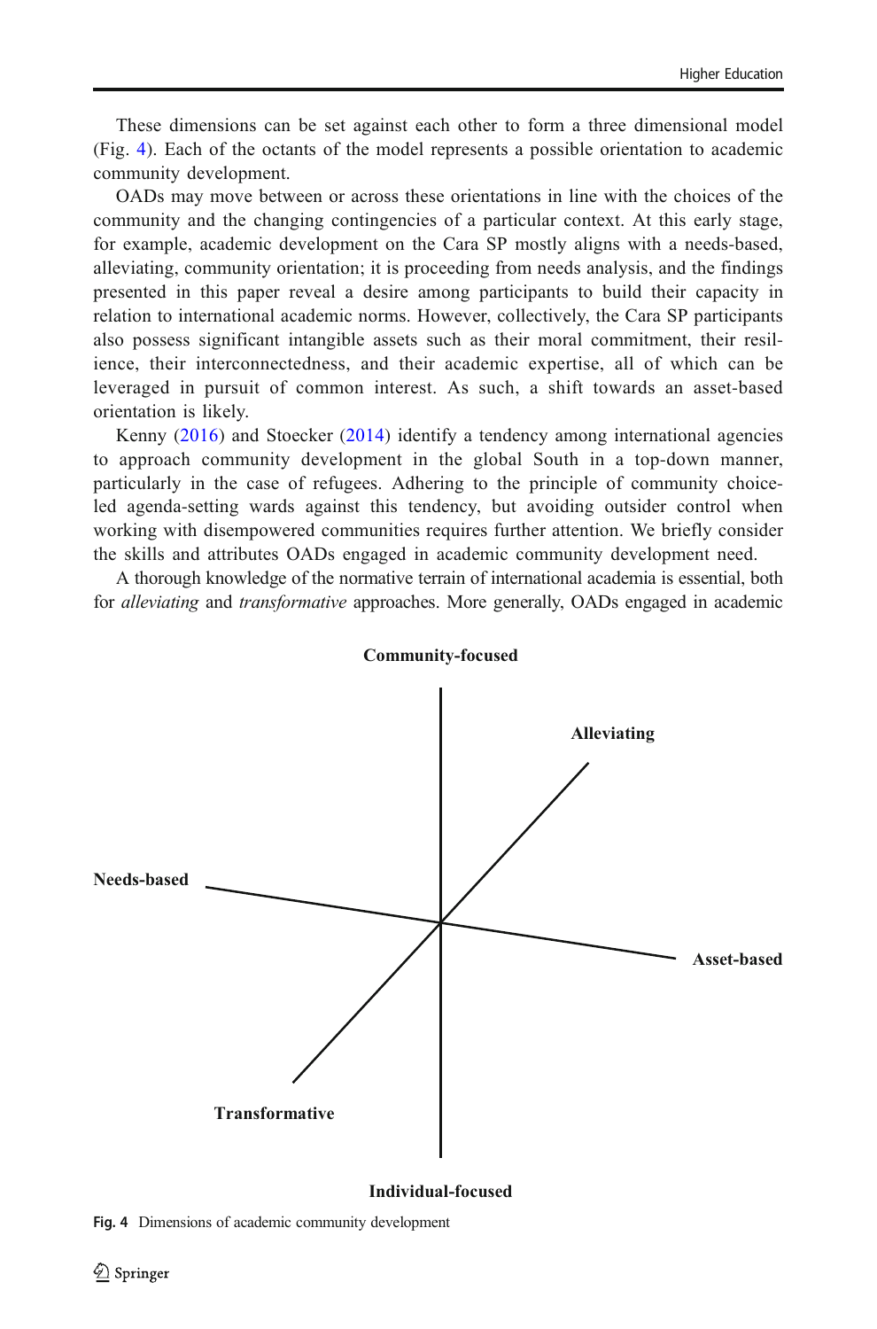These dimensions can be set against each other to form a three dimensional model (Fig. 4). Each of the octants of the model represents a possible orientation to academic community development.

OADs may move between or across these orientations in line with the choices of the community and the changing contingencies of a particular context. At this early stage, for example, academic development on the Cara SP mostly aligns with a needs-based, alleviating, community orientation; it is proceeding from needs analysis, and the findings presented in this paper reveal a desire among participants to build their capacity in relation to international academic norms. However, collectively, the Cara SP participants also possess significant intangible assets such as their moral commitment, their resilience, their interconnectedness, and their academic expertise, all of which can be leveraged in pursuit of common interest. As such, a shift towards an asset-based orientation is likely.

Kenny (2016) and Stoecker (2014) identify a tendency among international agencies to approach community development in the global South in a top-down manner, particularly in the case of refugees. Adhering to the principle of community choice-led agenda-setting wards against this tendency, but avoiding outsider control when working with disempowered communities requires further attention. We briefly consider the skills and attributes OADs engaged in academic community development need.

A thorough knowledge of the normative terrain of international academia is essential, both for *alleviating* and *transformative* approaches. More generally, OADs engaged in academic

**Community-focused**

**Alleviating**

**Needs-based**

**Asset-based**

**Transformative**

**Individual-focused**

**Fig. 4** Dimensions of academic community development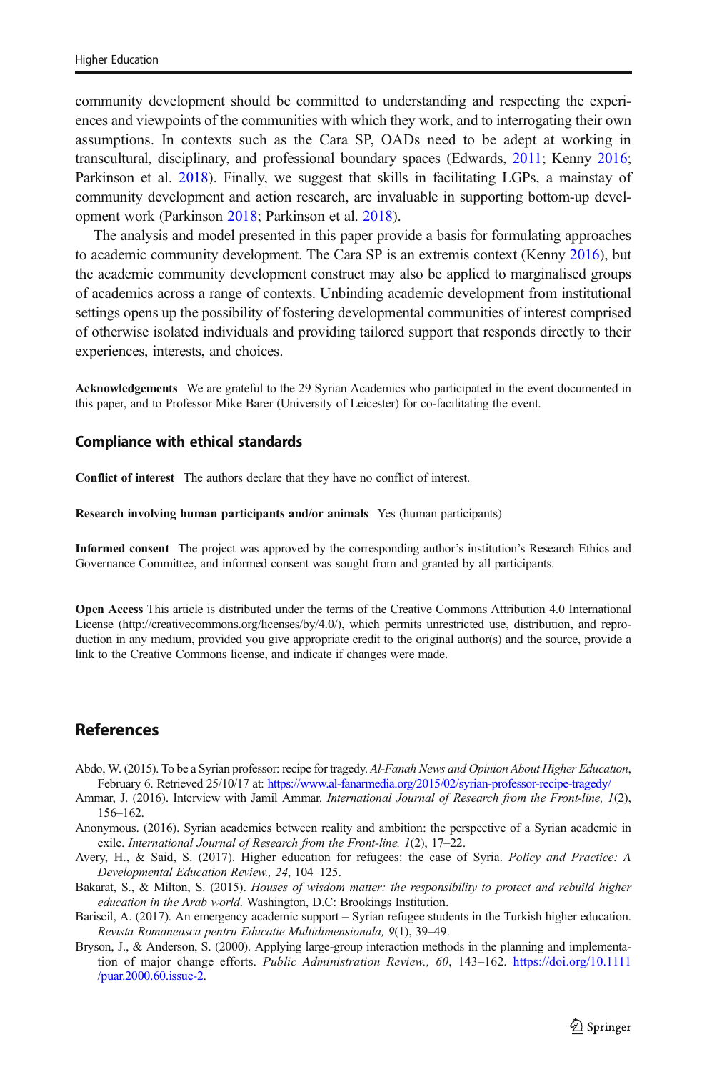community development should be committed to understanding and respecting the experiences and viewpoints of the communities with which they work, and to interrogating their own assumptions. In contexts such as the Cara SP, OADs need to be adept at working in transcultural, disciplinary, and professional boundary spaces (Edwards, 2011; Kenny 2016; Parkinson et al. 2018). Finally, we suggest that skills in facilitating LGPs, a mainstay of community development and action research, are invaluable in supporting bottom-up development work (Parkinson 2018; Parkinson et al. 2018).

The analysis and model presented in this paper provide a basis for formulating approaches to academic community development. The Cara SP is an extremis context (Kenny 2016), but the academic community development construct may also be applied to marginalised groups of academics across a range of contexts. Unbinding academic development from institutional settings opens up the possibility of fostering developmental communities of interest comprised of otherwise isolated individuals and providing tailored support that responds directly to their experiences, interests, and choices.

**Acknowledgements** We are grateful to the 29 Syrian Academics who participated in the event documented in this paper, and to Professor Mike Barer (University of Leicester) for co-facilitating the event.

## Compliance with ethical standards

**Conflict of interest** The authors declare that they have no conflict of interest.

**Research involving human participants and/or animals** Yes (human participants)

**Informed consent** The project was approved by the corresponding author's institution's Research Ethics and Governance Committee, and informed consent was sought from and granted by all participants.

**Open Access** This article is distributed under the terms of the Creative Commons Attribution 4.0 International License (http://creativecommons.org/licenses/by/4.0/), which permits unrestricted use, distribution, and reproduction in any medium, provided you give appropriate credit to the original author(s) and the source, provide a link to the Creative Commons license, and indicate if changes were made.

## References

Abdo, W. (2015). To be a Syrian professor: recipe for tragedy. *Al-Fanah News and Opinion About Higher Education*, February 6. Retrieved 25/10/17 at: https://www.al-fanarmedia.org/2015/02/syrian-professor-recipe-tragedy/

Ammar, J. (2016). Interview with Jamil Ammar. *International Journal of Research from the Front-line, 1*(2), 156–162.

Anonymous. (2016). Syrian academics between reality and ambition: the perspective of a Syrian academic in exile. *International Journal of Research from the Front-line, 1*(2), 17–22.

Avery, H., & Said, S. (2017). Higher education for refugees: the case of Syria. *Policy and Practice: A Developmental Education Review., 24*, 104–125.

Bakarat, S., & Milton, S. (2015). *Houses of wisdom matter: the responsibility to protect and rebuild higher education in the Arab world*. Washington, D.C: Brookings Institution.

Bariscil, A. (2017). An emergency academic support – Syrian refugee students in the Turkish higher education. *Revista Romaneasca pentru Educatie Multidimensionala, 9*(1), 39–49.

Bryson, J., & Anderson, S. (2000). Applying large-group interaction methods in the planning and implementation of major change efforts. *Public Administration Review., 60*, 143–162. https://doi.org/10.1111/puar.2000.60.issue-2.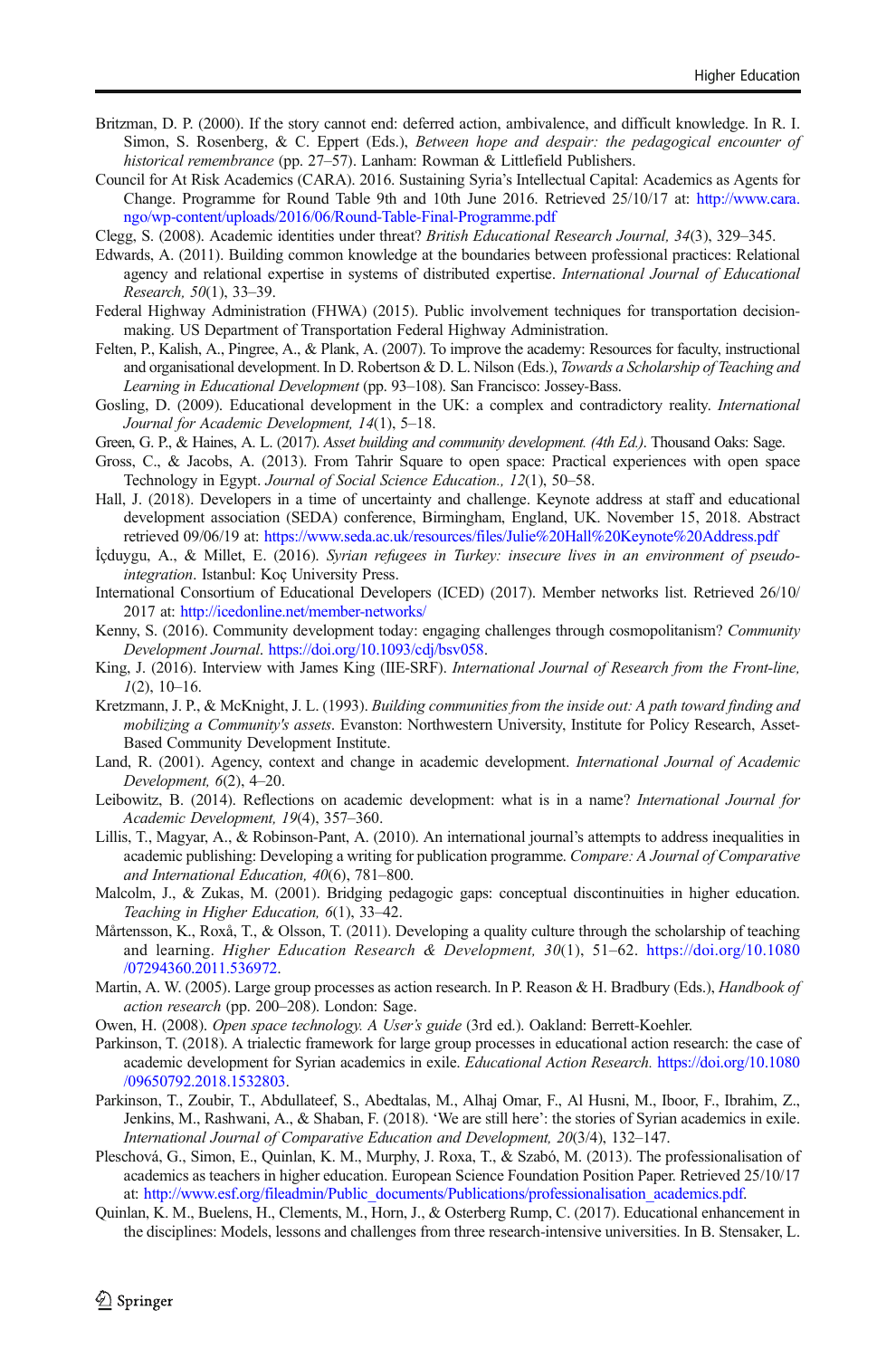Britzman, D. P. (2000). If the story cannot end: deferred action, ambivalence, and difficult knowledge. In R. I. Simon, S. Rosenberg, & C. Eppert (Eds.), *Between hope and despair: the pedagogical encounter of historical remembrance* (pp. 27–57). Lanham: Rowman & Littlefield Publishers.

Council for At Risk Academics (CARA). 2016. Sustaining Syria's Intellectual Capital: Academics as Agents for Change. Programme for Round Table 9th and 10th June 2016. Retrieved 25/10/17 at: http://www.cara.ngo/wp-content/uploads/2016/06/Round-Table-Final-Programme.pdf

Clegg, S. (2008). Academic identities under threat? *British Educational Research Journal, 34*(3), 329–345.

Edwards, A. (2011). Building common knowledge at the boundaries between professional practices: Relational agency and relational expertise in systems of distributed expertise. *International Journal of Educational Research, 50*(1), 33–39.

Federal Highway Administration (FHWA) (2015). Public involvement techniques for transportation decision-making. US Department of Transportation Federal Highway Administration.

Felten, P., Kalish, A., Pingree, A., & Plank, A. (2007). To improve the academy: Resources for faculty, instructional and organisational development. In D. Robertson & D. L. Nilson (Eds.), *Towards a Scholarship of Teaching and Learning in Educational Development* (pp. 93–108). San Francisco: Jossey-Bass.

Gosling, D. (2009). Educational development in the UK: a complex and contradictory reality. *International Journal for Academic Development, 14*(1), 5–18.

Green, G. P., & Haines, A. L. (2017). *Asset building and community development. (4th Ed.)*. Thousand Oaks: Sage.

Gross, C., & Jacobs, A. (2013). From Tahrir Square to open space: Practical experiences with open space Technology in Egypt. *Journal of Social Science Education., 12*(1), 50–58.

Hall, J. (2018). Developers in a time of uncertainty and challenge. Keynote address at staff and educational development association (SEDA) conference, Birmingham, England, UK. November 15, 2018. Abstract retrieved 09/06/19 at: https://www.seda.ac.uk/resources/files/Julie%20Hall%20Keynote%20Address.pdf

İçduygu, A., & Millet, E. (2016). *Syrian refugees in Turkey: insecure lives in an environment of pseudo-integration*. Istanbul: Koç University Press.

International Consortium of Educational Developers (ICED) (2017). Member networks list. Retrieved 26/10/2017 at: http://icedonline.net/member-networks/

Kenny, S. (2016). Community development today: engaging challenges through cosmopolitanism? *Community Development Journal*. https://doi.org/10.1093/cdj/bsv058.

King, J. (2016). Interview with James King (IIE-SRF). *International Journal of Research from the Front-line, 1*(2), 10–16.

Kretzmann, J. P., & McKnight, J. L. (1993). *Building communities from the inside out: A path toward finding and mobilizing a Community's assets*. Evanston: Northwestern University, Institute for Policy Research, Asset-Based Community Development Institute.

Land, R. (2001). Agency, context and change in academic development. *International Journal of Academic Development, 6*(2), 4–20.

Leibowitz, B. (2014). Reflections on academic development: what is in a name? *International Journal for Academic Development, 19*(4), 357–360.

Lillis, T., Magyar, A., & Robinson-Pant, A. (2010). An international journal's attempts to address inequalities in academic publishing: Developing a writing for publication programme. *Compare: A Journal of Comparative and International Education, 40*(6), 781–800.

Malcolm, J., & Zukas, M. (2001). Bridging pedagogic gaps: conceptual discontinuities in higher education. *Teaching in Higher Education, 6*(1), 33–42.

Mårtensson, K., Roxå, T., & Olsson, T. (2011). Developing a quality culture through the scholarship of teaching and learning. *Higher Education Research & Development, 30*(1), 51–62. https://doi.org/10.1080/07294360.2011.536972.

Martin, A. W. (2005). Large group processes as action research. In P. Reason & H. Bradbury (Eds.), *Handbook of action research* (pp. 200–208). London: Sage.

Owen, H. (2008). *Open space technology. A User's guide* (3rd ed.). Oakland: Berrett-Koehler.

Parkinson, T. (2018). A trialectic framework for large group processes in educational action research: the case of academic development for Syrian academics in exile. *Educational Action Research*. https://doi.org/10.1080/09650792.2018.1532803.

Parkinson, T., Zoubir, T., Abdullateef, S., Abedtalas, M., Alhaj Omar, F., Al Husni, M., Iboor, F., Ibrahim, Z., Jenkins, M., Rashwani, A., & Shaban, F. (2018). 'We are still here': the stories of Syrian academics in exile. *International Journal of Comparative Education and Development, 20*(3/4), 132–147.

Pleschová, G., Simon, E., Quinlan, K. M., Murphy, J. Roxa, T., & Szabó, M. (2013). The professionalisation of academics as teachers in higher education. European Science Foundation Position Paper. Retrieved 25/10/17 at: http://www.esf.org/fileadmin/Public_documents/Publications/professionalisation_academics.pdf.

Quinlan, K. M., Buelens, H., Clements, M., Horn, J., & Osterberg Rump, C. (2017). Educational enhancement in the disciplines: Models, lessons and challenges from three research-intensive universities. In B. Stensaker, L.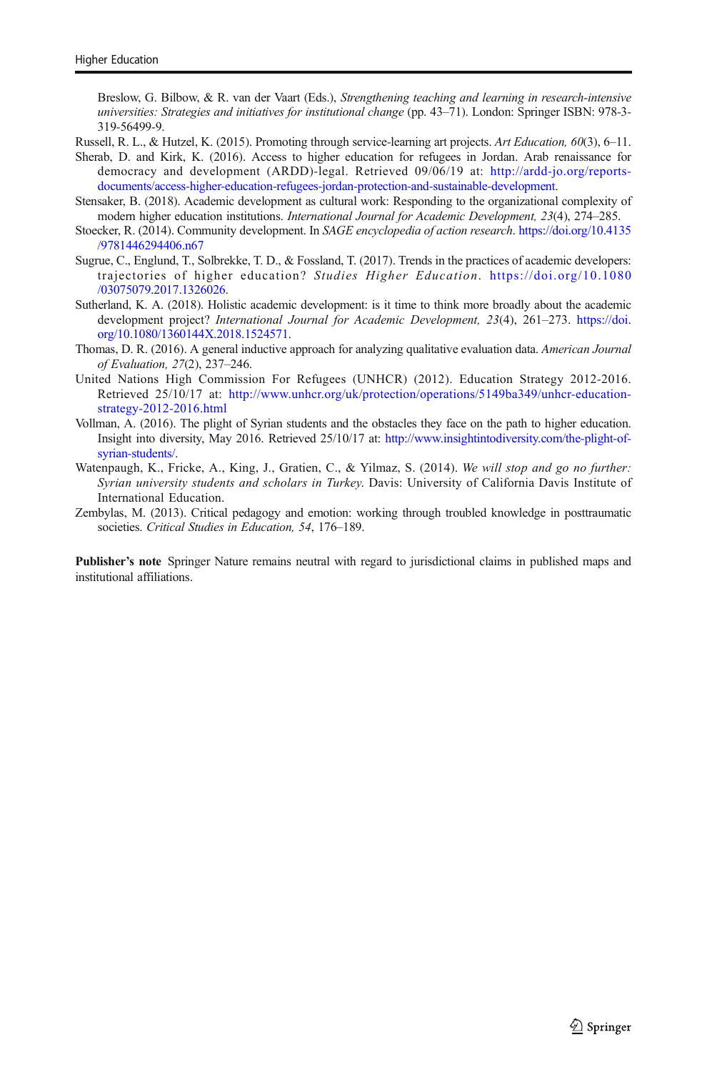Breslow, G. Bilbow, & R. van der Vaart (Eds.), *Strengthening teaching and learning in research-intensive universities: Strategies and initiatives for institutional change* (pp. 43–71). London: Springer ISBN: 978-3-319-56499-9.

Russell, R. L., & Hutzel, K. (2015). Promoting through service-learning art projects. *Art Education, 60*(3), 6–11.

Sherab, D. and Kirk, K. (2016). Access to higher education for refugees in Jordan. Arab renaissance for democracy and development (ARDD)-legal. Retrieved 09/06/19 at: http://ardd-jo.org/reports-documents/access-higher-education-refugees-jordan-protection-and-sustainable-development.

Stensaker, B. (2018). Academic development as cultural work: Responding to the organizational complexity of modern higher education institutions. *International Journal for Academic Development, 23*(4), 274–285.

Stoecker, R. (2014). Community development. In *SAGE encyclopedia of action research*. https://doi.org/10.4135/9781446294406.n67

Sugrue, C., Englund, T., Solbrekke, T. D., & Fossland, T. (2017). Trends in the practices of academic developers: trajectories of higher education? *Studies Higher Education*. https://doi.org/10.1080/03075079.2017.1326026.

Sutherland, K. A. (2018). Holistic academic development: is it time to think more broadly about the academic development project? *International Journal for Academic Development, 23*(4), 261–273. https://doi.org/10.1080/1360144X.2018.1524571.

Thomas, D. R. (2016). A general inductive approach for analyzing qualitative evaluation data. *American Journal of Evaluation, 27*(2), 237–246.

United Nations High Commission For Refugees (UNHCR) (2012). Education Strategy 2012-2016. Retrieved 25/10/17 at: http://www.unhcr.org/uk/protection/operations/5149ba349/unhcr-education-strategy-2012-2016.html

Vollman, A. (2016). The plight of Syrian students and the obstacles they face on the path to higher education. Insight into diversity, May 2016. Retrieved 25/10/17 at: http://www.insightintodiversity.com/the-plight-of-syrian-students/.

Watenpaugh, K., Fricke, A., King, J., Gratien, C., & Yilmaz, S. (2014). *We will stop and go no further: Syrian university students and scholars in Turkey*. Davis: University of California Davis Institute of International Education.

Zembylas, M. (2013). Critical pedagogy and emotion: working through troubled knowledge in posttraumatic societies. *Critical Studies in Education, 54*, 176–189.

**Publisher's note** Springer Nature remains neutral with regard to jurisdictional claims in published maps and institutional affiliations.